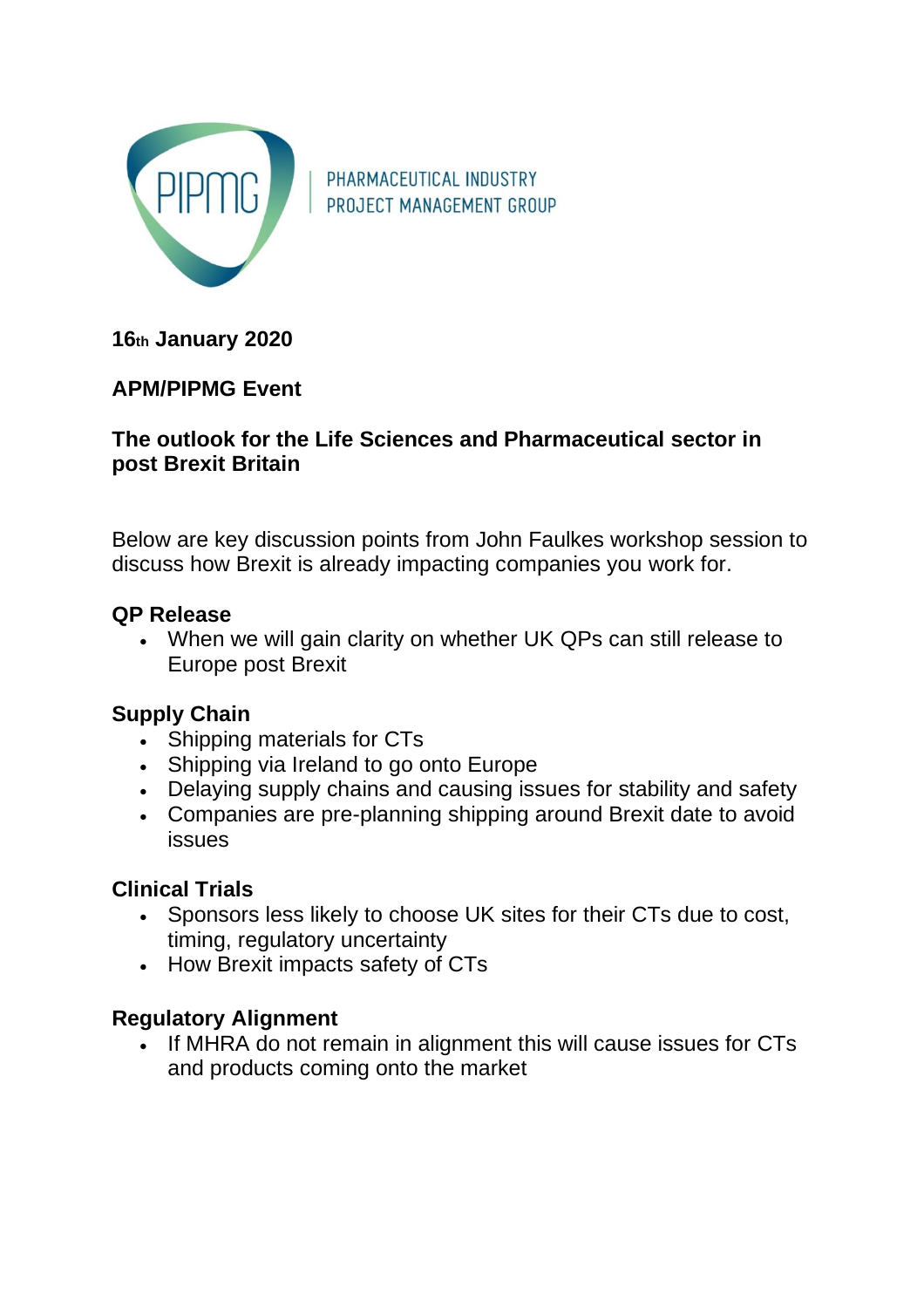PIPMG | PHARMACEUTICAL INDUSTRY PROJECT MANAGEMENT GROUP

**16th January 2020**

**APM/PIPMG Event**

**The outlook for the Life Sciences and Pharmaceutical sector in post Brexit Britain**

Below are key discussion points from John Faulkes workshop session to discuss how Brexit is already impacting companies you work for.

**QP Release**

- When we will gain clarity on whether UK QPs can still release to Europe post Brexit

**Supply Chain**

- Shipping materials for CTs
- Shipping via Ireland to go onto Europe
- Delaying supply chains and causing issues for stability and safety
- Companies are pre-planning shipping around Brexit date to avoid issues

**Clinical Trials**

- Sponsors less likely to choose UK sites for their CTs due to cost, timing, regulatory uncertainty
- How Brexit impacts safety of CTs

**Regulatory Alignment**

- If MHRA do not remain in alignment this will cause issues for CTs and products coming onto the market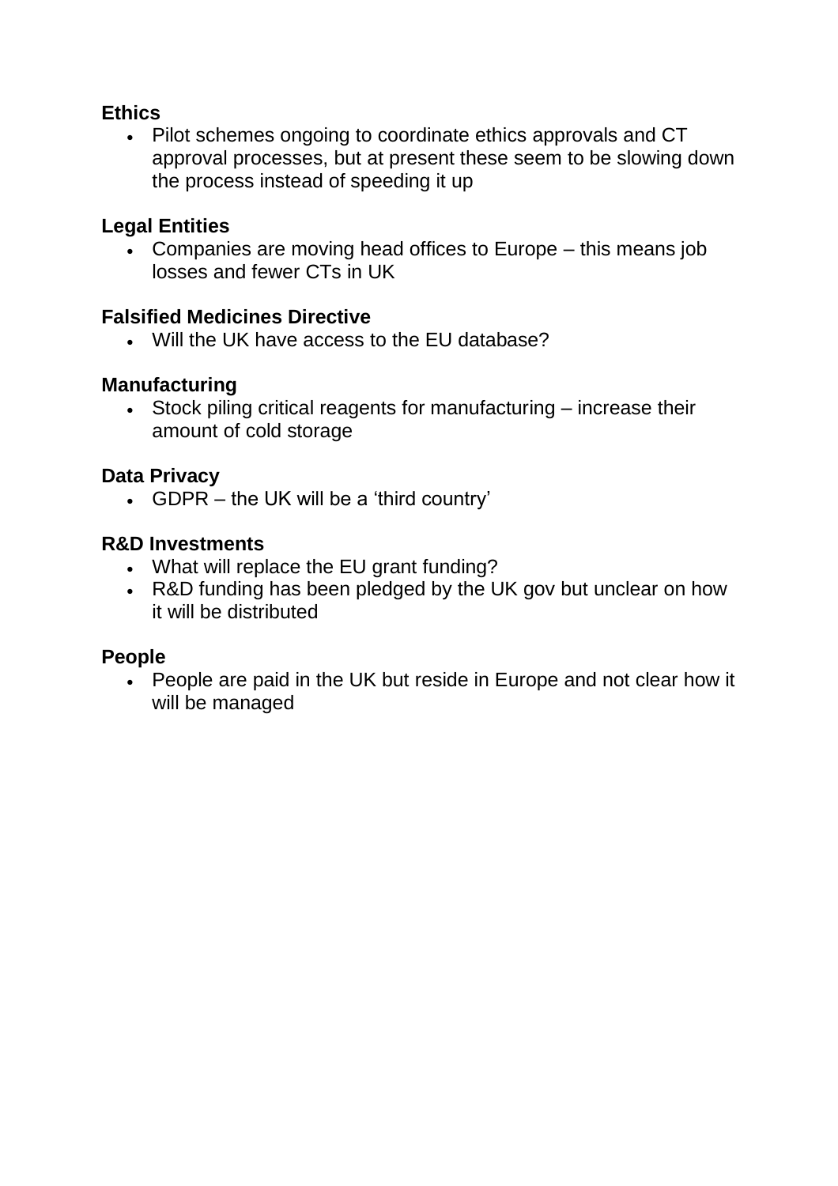**Ethics**

- Pilot schemes ongoing to coordinate ethics approvals and CT approval processes, but at present these seem to be slowing down the process instead of speeding it up

**Legal Entities**

- Companies are moving head offices to Europe – this means job losses and fewer CTs in UK

**Falsified Medicines Directive**

- Will the UK have access to the EU database?

**Manufacturing**

- Stock piling critical reagents for manufacturing – increase their amount of cold storage

**Data Privacy**

- GDPR – the UK will be a 'third country'

**R&D Investments**

- What will replace the EU grant funding?
- R&D funding has been pledged by the UK gov but unclear on how it will be distributed

**People**

- People are paid in the UK but reside in Europe and not clear how it will be managed